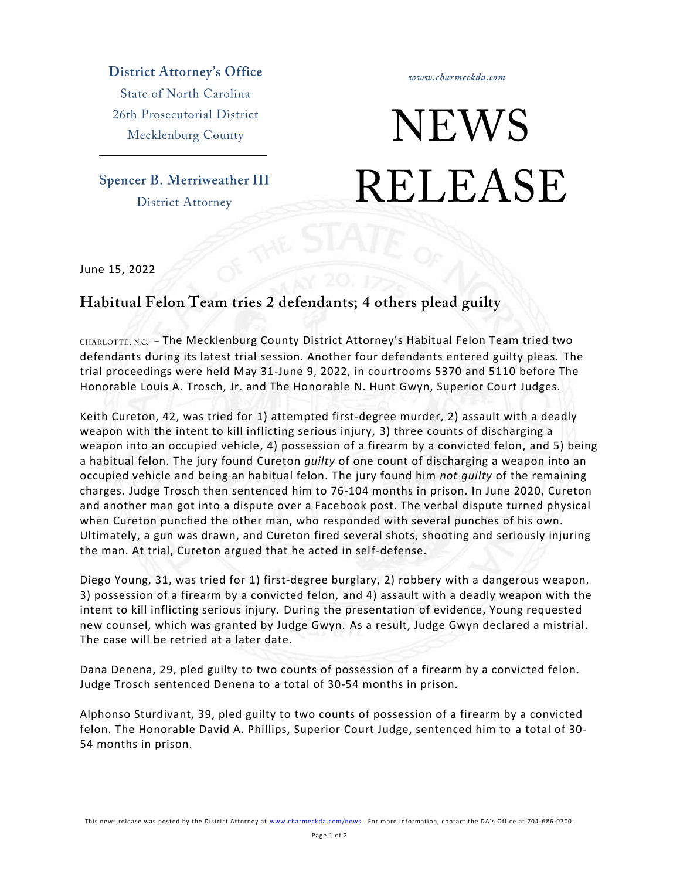**District Attorney's Office**
State of North Carolina
26th Prosecutorial District
Mecklenburg County

**Spencer B. Merriweather III**
District Attorney

*www.charmeckda.com*

# NEWS RELEASE

June 15, 2022

## Habitual Felon Team tries 2 defendants; 4 others plead guilty

CHARLOTTE, N.C. – The Mecklenburg County District Attorney's Habitual Felon Team tried two defendants during its latest trial session. Another four defendants entered guilty pleas. The trial proceedings were held May 31-June 9, 2022, in courtrooms 5370 and 5110 before The Honorable Louis A. Trosch, Jr. and The Honorable N. Hunt Gwyn, Superior Court Judges.

Keith Cureton, 42, was tried for 1) attempted first-degree murder, 2) assault with a deadly weapon with the intent to kill inflicting serious injury, 3) three counts of discharging a weapon into an occupied vehicle, 4) possession of a firearm by a convicted felon, and 5) being a habitual felon. The jury found Cureton *guilty* of one count of discharging a weapon into an occupied vehicle and being an habitual felon. The jury found him *not guilty* of the remaining charges. Judge Trosch then sentenced him to 76-104 months in prison. In June 2020, Cureton and another man got into a dispute over a Facebook post. The verbal dispute turned physical when Cureton punched the other man, who responded with several punches of his own. Ultimately, a gun was drawn, and Cureton fired several shots, shooting and seriously injuring the man. At trial, Cureton argued that he acted in self-defense.

Diego Young, 31, was tried for 1) first-degree burglary, 2) robbery with a dangerous weapon, 3) possession of a firearm by a convicted felon, and 4) assault with a deadly weapon with the intent to kill inflicting serious injury. During the presentation of evidence, Young requested new counsel, which was granted by Judge Gwyn. As a result, Judge Gwyn declared a mistrial. The case will be retried at a later date.

Dana Denena, 29, pled guilty to two counts of possession of a firearm by a convicted felon. Judge Trosch sentenced Denena to a total of 30-54 months in prison.

Alphonso Sturdivant, 39, pled guilty to two counts of possession of a firearm by a convicted felon. The Honorable David A. Phillips, Superior Court Judge, sentenced him to a total of 30-54 months in prison.

This news release was posted by the District Attorney at www.charmeckda.com/news. For more information, contact the DA's Office at 704-686-0700.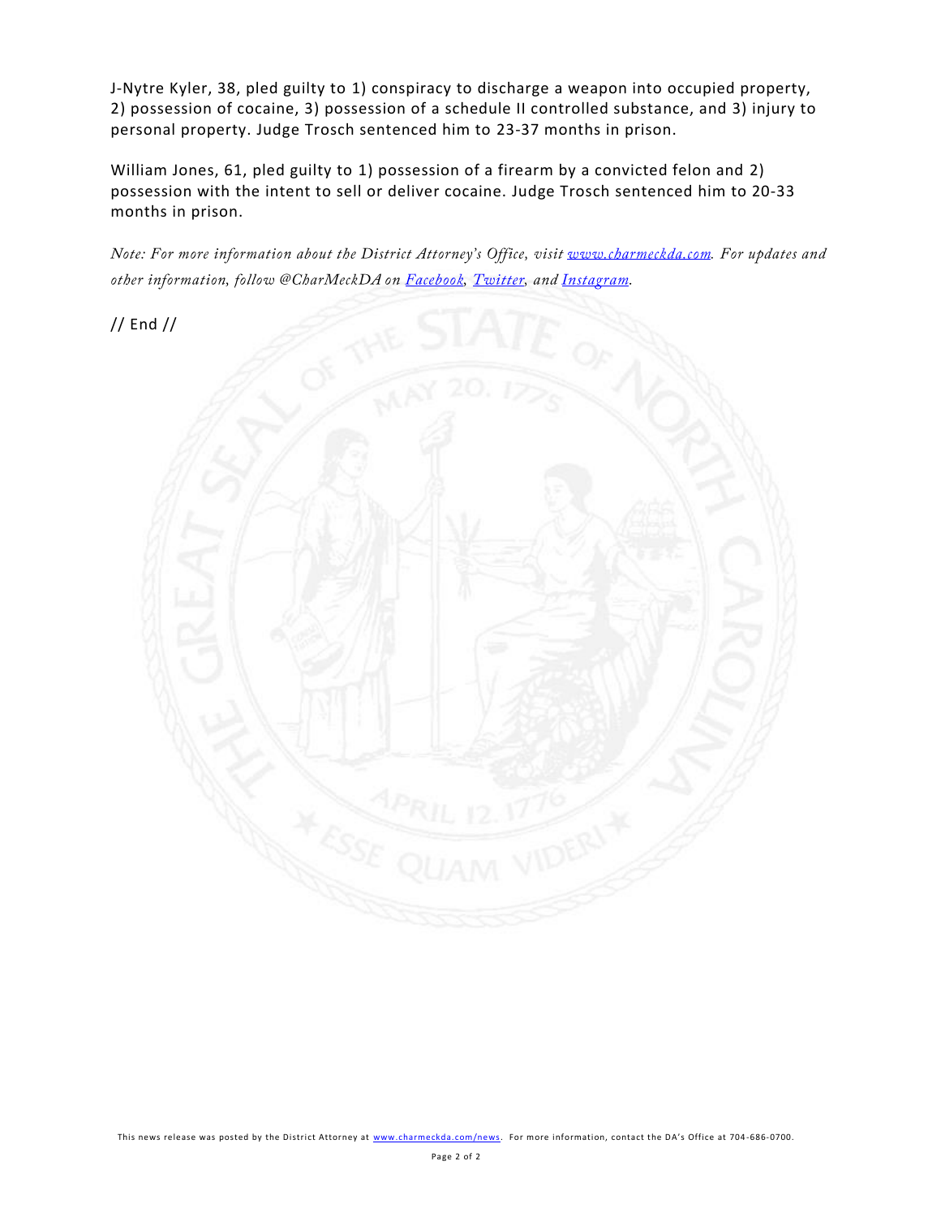J-Nytre Kyler, 38, pled guilty to 1) conspiracy to discharge a weapon into occupied property, 2) possession of cocaine, 3) possession of a schedule II controlled substance, and 3) injury to personal property. Judge Trosch sentenced him to 23-37 months in prison.

William Jones, 61, pled guilty to 1) possession of a firearm by a convicted felon and 2) possession with the intent to sell or deliver cocaine. Judge Trosch sentenced him to 20-33 months in prison.

*Note: For more information about the District Attorney's Office, visit [www.charmeckda.com](www.charmeckda.com). For updates and other information, follow @CharMeckDA on [Facebook](), [Twitter](), and [Instagram]().*

// End //

This news release was posted by the District Attorney at www.charmeckda.com/news. For more information, contact the DA's Office at 704-686-0700.